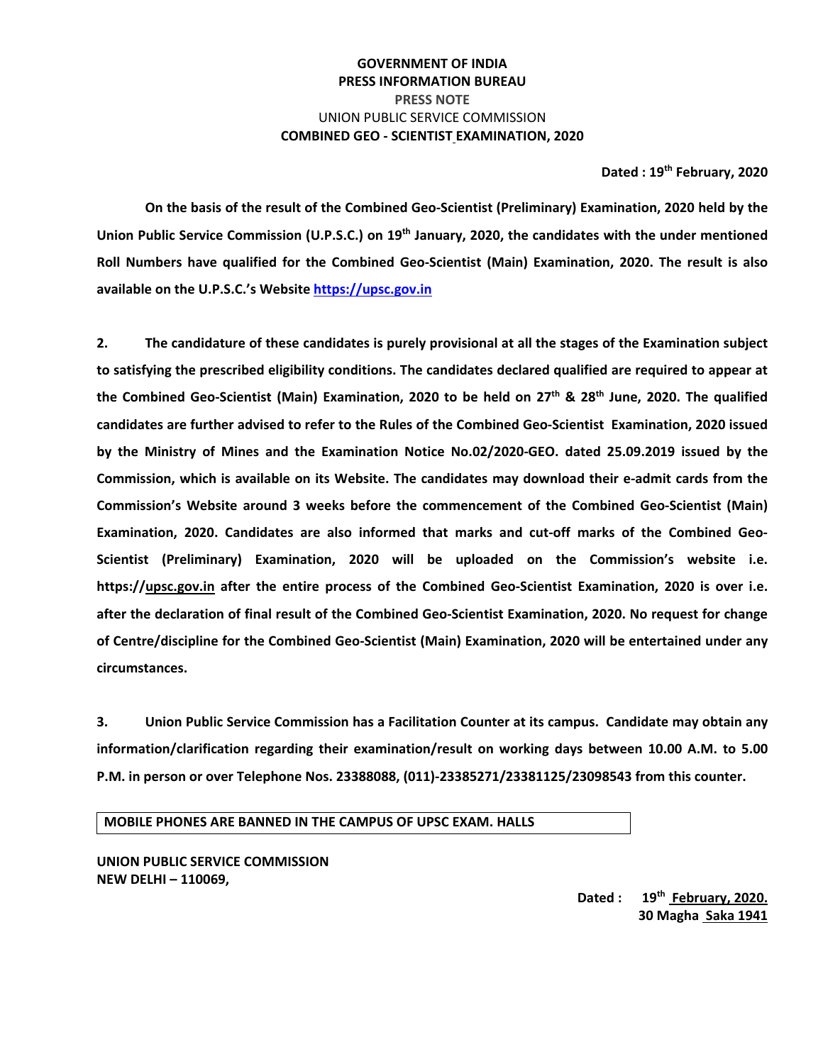**GOVERNMENT OF INDIA**
**PRESS INFORMATION BUREAU**
**PRESS NOTE**
UNION PUBLIC SERVICE COMMISSION
**COMBINED GEO - SCIENTIST EXAMINATION, 2020**

**Dated : 19th February, 2020**

**On the basis of the result of the Combined Geo-Scientist (Preliminary) Examination, 2020 held by the Union Public Service Commission (U.P.S.C.) on 19th January, 2020, the candidates with the under mentioned Roll Numbers have qualified for the Combined Geo-Scientist (Main) Examination, 2020. The result is also available on the U.P.S.C.'s Website https://upsc.gov.in**

**2. The candidature of these candidates is purely provisional at all the stages of the Examination subject to satisfying the prescribed eligibility conditions. The candidates declared qualified are required to appear at the Combined Geo-Scientist (Main) Examination, 2020 to be held on 27th & 28th June, 2020. The qualified candidates are further advised to refer to the Rules of the Combined Geo-Scientist Examination, 2020 issued by the Ministry of Mines and the Examination Notice No.02/2020-GEO. dated 25.09.2019 issued by the Commission, which is available on its Website. The candidates may download their e-admit cards from the Commission's Website around 3 weeks before the commencement of the Combined Geo-Scientist (Main) Examination, 2020. Candidates are also informed that marks and cut-off marks of the Combined Geo-Scientist (Preliminary) Examination, 2020 will be uploaded on the Commission's website i.e. https://upsc.gov.in after the entire process of the Combined Geo-Scientist Examination, 2020 is over i.e. after the declaration of final result of the Combined Geo-Scientist Examination, 2020. No request for change of Centre/discipline for the Combined Geo-Scientist (Main) Examination, 2020 will be entertained under any circumstances.**

**3. Union Public Service Commission has a Facilitation Counter at its campus. Candidate may obtain any information/clarification regarding their examination/result on working days between 10.00 A.M. to 5.00 P.M. in person or over Telephone Nos. 23388088, (011)-23385271/23381125/23098543 from this counter.**

**MOBILE PHONES ARE BANNED IN THE CAMPUS OF UPSC EXAM. HALLS**

**UNION PUBLIC SERVICE COMMISSION**
**NEW DELHI – 110069,**

**Dated : 19th February, 2020.**
**30 Magha Saka 1941**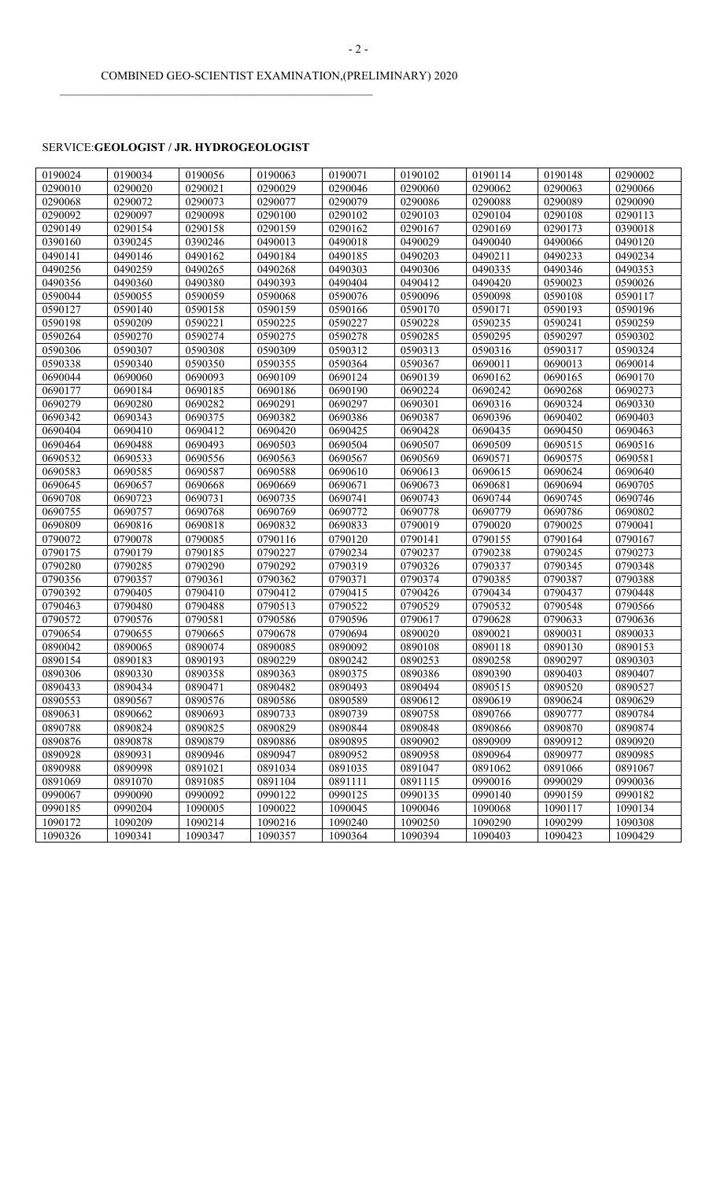COMBINED GEO-SCIENTIST EXAMINATION,(PRELIMINARY) 2020

SERVICE:**GEOLOGIST / JR. HYDROGEOLOGIST**

| | | | | | | | | |
|---|---|---|---|---|---|---|---|---|
| 0190024 | 0190034 | 0190056 | 0190063 | 0190071 | 0190102 | 0190114 | 0190148 | 0290002 |
| 0290010 | 0290020 | 0290021 | 0290029 | 0290046 | 0290060 | 0290062 | 0290063 | 0290066 |
| 0290068 | 0290072 | 0290073 | 0290077 | 0290079 | 0290086 | 0290088 | 0290089 | 0290090 |
| 0290092 | 0290097 | 0290098 | 0290100 | 0290102 | 0290103 | 0290104 | 0290108 | 0290113 |
| 0290149 | 0290154 | 0290158 | 0290159 | 0290162 | 0290167 | 0290169 | 0290173 | 0390018 |
| 0390160 | 0390245 | 0390246 | 0490013 | 0490018 | 0490029 | 0490040 | 0490066 | 0490120 |
| 0490141 | 0490146 | 0490162 | 0490184 | 0490185 | 0490203 | 0490211 | 0490233 | 0490234 |
| 0490256 | 0490259 | 0490265 | 0490268 | 0490303 | 0490306 | 0490335 | 0490346 | 0490353 |
| 0490356 | 0490360 | 0490380 | 0490393 | 0490404 | 0490412 | 0490420 | 0590023 | 0590026 |
| 0590044 | 0590055 | 0590059 | 0590068 | 0590076 | 0590096 | 0590098 | 0590108 | 0590117 |
| 0590127 | 0590140 | 0590158 | 0590159 | 0590166 | 0590170 | 0590171 | 0590193 | 0590196 |
| 0590198 | 0590209 | 0590221 | 0590225 | 0590227 | 0590228 | 0590235 | 0590241 | 0590259 |
| 0590264 | 0590270 | 0590274 | 0590275 | 0590278 | 0590285 | 0590295 | 0590297 | 0590302 |
| 0590306 | 0590307 | 0590308 | 0590309 | 0590312 | 0590313 | 0590316 | 0590317 | 0590324 |
| 0590338 | 0590340 | 0590350 | 0590355 | 0590364 | 0590367 | 0690011 | 0690013 | 0690014 |
| 0690044 | 0690060 | 0690093 | 0690109 | 0690124 | 0690139 | 0690162 | 0690165 | 0690170 |
| 0690177 | 0690184 | 0690185 | 0690186 | 0690190 | 0690224 | 0690242 | 0690268 | 0690273 |
| 0690279 | 0690280 | 0690282 | 0690291 | 0690297 | 0690301 | 0690316 | 0690324 | 0690330 |
| 0690342 | 0690343 | 0690375 | 0690382 | 0690386 | 0690387 | 0690396 | 0690402 | 0690403 |
| 0690404 | 0690410 | 0690412 | 0690420 | 0690425 | 0690428 | 0690435 | 0690450 | 0690463 |
| 0690464 | 0690488 | 0690493 | 0690503 | 0690504 | 0690507 | 0690509 | 0690515 | 0690516 |
| 0690532 | 0690533 | 0690556 | 0690563 | 0690567 | 0690569 | 0690571 | 0690575 | 0690581 |
| 0690583 | 0690585 | 0690587 | 0690588 | 0690610 | 0690613 | 0690615 | 0690624 | 0690640 |
| 0690645 | 0690657 | 0690668 | 0690669 | 0690671 | 0690673 | 0690681 | 0690694 | 0690705 |
| 0690708 | 0690723 | 0690731 | 0690735 | 0690741 | 0690743 | 0690744 | 0690745 | 0690746 |
| 0690755 | 0690757 | 0690768 | 0690769 | 0690772 | 0690778 | 0690779 | 0690786 | 0690802 |
| 0690809 | 0690816 | 0690818 | 0690832 | 0690833 | 0790019 | 0790020 | 0790025 | 0790041 |
| 0790072 | 0790078 | 0790085 | 0790116 | 0790120 | 0790141 | 0790155 | 0790164 | 0790167 |
| 0790175 | 0790179 | 0790185 | 0790227 | 0790234 | 0790237 | 0790238 | 0790245 | 0790273 |
| 0790280 | 0790285 | 0790290 | 0790292 | 0790319 | 0790326 | 0790337 | 0790345 | 0790348 |
| 0790356 | 0790357 | 0790361 | 0790362 | 0790371 | 0790374 | 0790385 | 0790387 | 0790388 |
| 0790392 | 0790405 | 0790410 | 0790412 | 0790415 | 0790426 | 0790434 | 0790437 | 0790448 |
| 0790463 | 0790480 | 0790488 | 0790513 | 0790522 | 0790529 | 0790532 | 0790548 | 0790566 |
| 0790572 | 0790576 | 0790581 | 0790586 | 0790596 | 0790617 | 0790628 | 0790633 | 0790636 |
| 0790654 | 0790655 | 0790665 | 0790678 | 0790694 | 0890020 | 0890021 | 0890031 | 0890033 |
| 0890042 | 0890065 | 0890074 | 0890085 | 0890092 | 0890108 | 0890118 | 0890130 | 0890153 |
| 0890154 | 0890183 | 0890193 | 0890229 | 0890242 | 0890253 | 0890258 | 0890297 | 0890303 |
| 0890306 | 0890330 | 0890358 | 0890363 | 0890375 | 0890386 | 0890390 | 0890403 | 0890407 |
| 0890433 | 0890434 | 0890471 | 0890482 | 0890493 | 0890494 | 0890515 | 0890520 | 0890527 |
| 0890553 | 0890567 | 0890576 | 0890586 | 0890589 | 0890612 | 0890619 | 0890624 | 0890629 |
| 0890631 | 0890662 | 0890693 | 0890733 | 0890739 | 0890758 | 0890766 | 0890777 | 0890784 |
| 0890788 | 0890824 | 0890825 | 0890829 | 0890844 | 0890848 | 0890866 | 0890870 | 0890874 |
| 0890876 | 0890878 | 0890879 | 0890886 | 0890895 | 0890902 | 0890909 | 0890912 | 0890920 |
| 0890928 | 0890931 | 0890946 | 0890947 | 0890952 | 0890958 | 0890964 | 0890977 | 0890985 |
| 0890988 | 0890998 | 0891021 | 0891034 | 0891035 | 0891047 | 0891062 | 0891066 | 0891067 |
| 0891069 | 0891070 | 0891085 | 0891104 | 0891111 | 0891115 | 0990016 | 0990029 | 0990036 |
| 0990067 | 0990090 | 0990092 | 0990122 | 0990125 | 0990135 | 0990140 | 0990159 | 0990182 |
| 0990185 | 0990204 | 1090005 | 1090022 | 1090045 | 1090046 | 1090068 | 1090117 | 1090134 |
| 1090172 | 1090209 | 1090214 | 1090216 | 1090240 | 1090250 | 1090290 | 1090299 | 1090308 |
| 1090326 | 1090341 | 1090347 | 1090357 | 1090364 | 1090394 | 1090403 | 1090423 | 1090429 |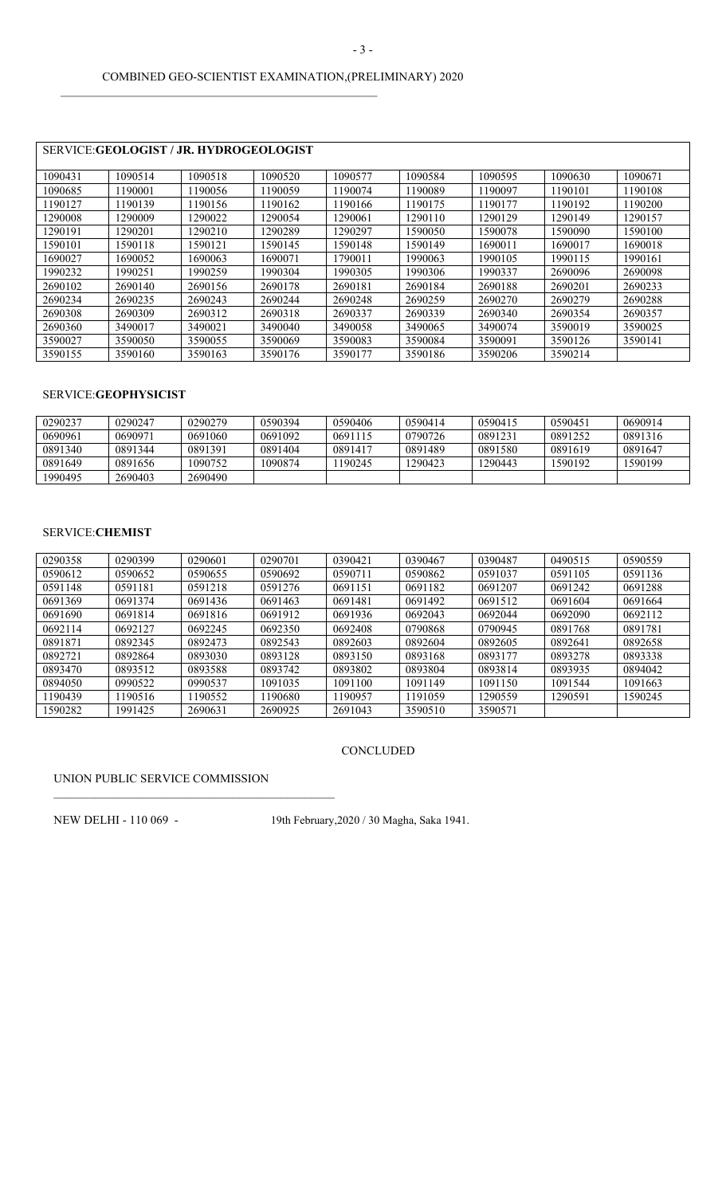COMBINED GEO-SCIENTIST EXAMINATION,(PRELIMINARY) 2020

SERVICE:**GEOLOGIST / JR. HYDROGEOLOGIST**

| | | | | | | | | |
|---|---|---|---|---|---|---|---|---|
| 1090431 | 1090514 | 1090518 | 1090520 | 1090577 | 1090584 | 1090595 | 1090630 | 1090671 |
| 1090685 | 1190001 | 1190056 | 1190059 | 1190074 | 1190089 | 1190097 | 1190101 | 1190108 |
| 1190127 | 1190139 | 1190156 | 1190162 | 1190166 | 1190175 | 1190177 | 1190192 | 1190200 |
| 1290008 | 1290009 | 1290022 | 1290054 | 1290061 | 1290110 | 1290129 | 1290149 | 1290157 |
| 1290191 | 1290201 | 1290210 | 1290289 | 1290297 | 1590050 | 1590078 | 1590090 | 1590100 |
| 1590101 | 1590118 | 1590121 | 1590145 | 1590148 | 1590149 | 1690011 | 1690017 | 1690018 |
| 1690027 | 1690052 | 1690063 | 1690071 | 1790011 | 1990063 | 1990105 | 1990115 | 1990161 |
| 1990232 | 1990251 | 1990259 | 1990304 | 1990305 | 1990306 | 1990337 | 2690096 | 2690098 |
| 2690102 | 2690140 | 2690156 | 2690178 | 2690181 | 2690184 | 2690188 | 2690201 | 2690233 |
| 2690234 | 2690235 | 2690243 | 2690244 | 2690248 | 2690259 | 2690270 | 2690279 | 2690288 |
| 2690308 | 2690309 | 2690312 | 2690318 | 2690337 | 2690339 | 2690340 | 2690354 | 2690357 |
| 2690360 | 3490017 | 3490021 | 3490040 | 3490058 | 3490065 | 3490074 | 3590019 | 3590025 |
| 3590027 | 3590050 | 3590055 | 3590069 | 3590083 | 3590084 | 3590091 | 3590126 | 3590141 |
| 3590155 | 3590160 | 3590163 | 3590176 | 3590177 | 3590186 | 3590206 | 3590214 | |

SERVICE:**GEOPHYSICIST**

| | | | | | | | | |
|---|---|---|---|---|---|---|---|---|
| 0290237 | 0290247 | 0290279 | 0590394 | 0590406 | 0590414 | 0590415 | 0590451 | 0690914 |
| 0690961 | 0690971 | 0691060 | 0691092 | 0691115 | 0790726 | 0891231 | 0891252 | 0891316 |
| 0891340 | 0891344 | 0891391 | 0891404 | 0891417 | 0891489 | 0891580 | 0891619 | 0891647 |
| 0891649 | 0891656 | 1090752 | 1090874 | 1190245 | 1290423 | 1290443 | 1590192 | 1590199 |
| 1990495 | 2690403 | 2690490 | | | | | | |

SERVICE:**CHEMIST**

| | | | | | | | | |
|---|---|---|---|---|---|---|---|---|
| 0290358 | 0290399 | 0290601 | 0290701 | 0390421 | 0390467 | 0390487 | 0490515 | 0590559 |
| 0590612 | 0590652 | 0590655 | 0590692 | 0590711 | 0590862 | 0591037 | 0591105 | 0591136 |
| 0591148 | 0591181 | 0591218 | 0591276 | 0691151 | 0691182 | 0691207 | 0691242 | 0691288 |
| 0691369 | 0691374 | 0691436 | 0691463 | 0691481 | 0691492 | 0691512 | 0691604 | 0691664 |
| 0691690 | 0691814 | 0691816 | 0691912 | 0691936 | 0692043 | 0692044 | 0692090 | 0692112 |
| 0692114 | 0692127 | 0692245 | 0692350 | 0692408 | 0790868 | 0790945 | 0891768 | 0891781 |
| 0891871 | 0892345 | 0892473 | 0892543 | 0892603 | 0892604 | 0892605 | 0892641 | 0892658 |
| 0892721 | 0892864 | 0893030 | 0893128 | 0893150 | 0893168 | 0893177 | 0893278 | 0893338 |
| 0893470 | 0893512 | 0893588 | 0893742 | 0893802 | 0893804 | 0893814 | 0893935 | 0894042 |
| 0894050 | 0990522 | 0990537 | 1091035 | 1091100 | 1091149 | 1091150 | 1091544 | 1091663 |
| 1190439 | 1190516 | 1190552 | 1190680 | 1190957 | 1191059 | 1290559 | 1290591 | 1590245 |
| 1590282 | 1991425 | 2690631 | 2690925 | 2691043 | 3590510 | 3590571 | | |

CONCLUDED

UNION PUBLIC SERVICE COMMISSION

NEW DELHI - 110 069 - 19th February,2020 / 30 Magha, Saka 1941.